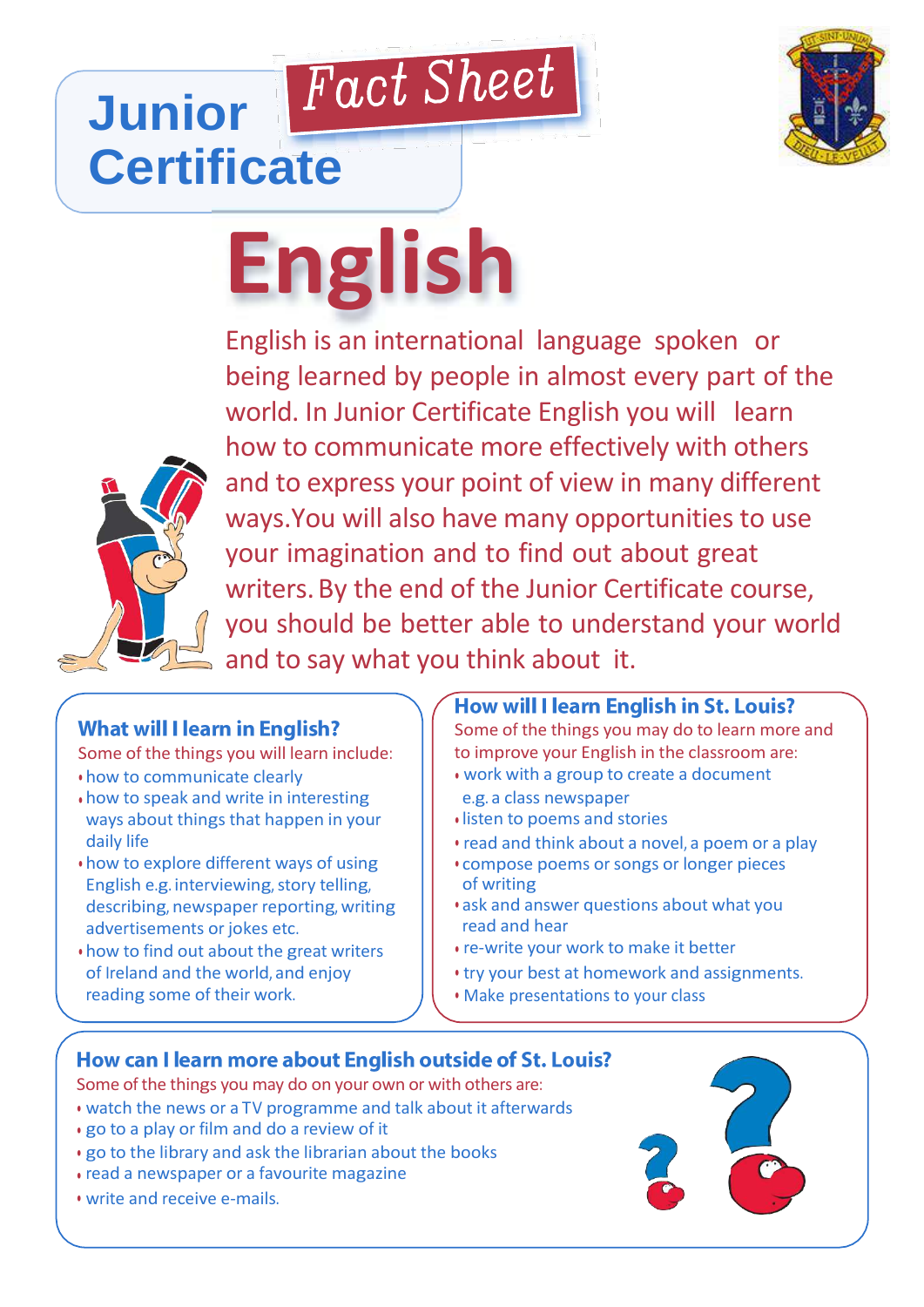# Junior Certificate Fact Sheet

# English

English is an international language spoken or being learned by people in almost every part of the world. In Junior Certificate English you will learn how to communicate more effectively with others and to express your point of view in many different ways. You will also have many opportunities to use your imagination and to find out about great writers. By the end of the Junior Certificate course, you should be better able to understand your world and to say what you think about it.

## What will I learn in English?

Some of the things you will learn include:

- how to communicate clearly
- how to speak and write in interesting ways about things that happen in your daily life
- how to explore different ways of using English e.g. interviewing, story telling, describing, newspaper reporting, writing advertisements or jokes etc.
- how to find out about the great writers of Ireland and the world, and enjoy reading some of their work.

## How will I learn English in St. Louis?

Some of the things you may do to learn more and to improve your English in the classroom are:

- work with a group to create a document e.g. a class newspaper
- listen to poems and stories
- read and think about a novel, a poem or a play
- compose poems or songs or longer pieces of writing
- ask and answer questions about what you read and hear
- re-write your work to make it better
- try your best at homework and assignments.
- Make presentations to your class

## How can I learn more about English outside of St. Louis?

Some of the things you may do on your own or with others are:

- watch the news or a TV programme and talk about it afterwards
- go to a play or film and do a review of it
- go to the library and ask the librarian about the books
- read a newspaper or a favourite magazine
- write and receive e-mails.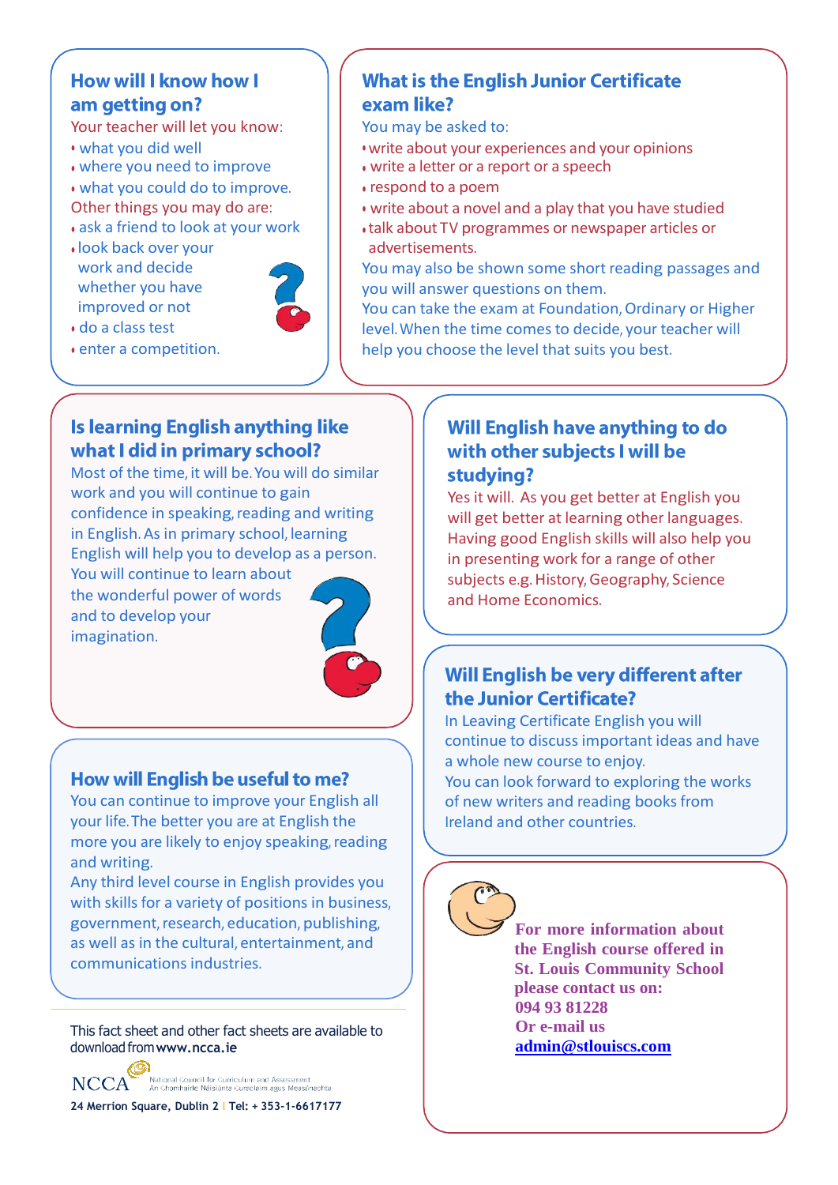## How will I know how I am getting on?

Your teacher will let you know:

- what you did well
- where you need to improve
- what you could do to improve.

Other things you may do are:

- ask a friend to look at your work
- look back over your work and decide whether you have improved or not
- do a class test
- enter a competition.

## What is the English Junior Certificate exam like?

You may be asked to:

- write about your experiences and your opinions
- write a letter or a report or a speech
- respond to a poem
- write about a novel and a play that you have studied
- talk about TV programmes or newspaper articles or advertisements.

You may also be shown some short reading passages and you will answer questions on them.

You can take the exam at Foundation, Ordinary or Higher level. When the time comes to decide, your teacher will help you choose the level that suits you best.

## Is learning English anything like what I did in primary school?

Most of the time, it will be. You will do similar work and you will continue to gain confidence in speaking, reading and writing in English. As in primary school, learning English will help you to develop as a person. You will continue to learn about the wonderful power of words and to develop your imagination.

## Will English have anything to do with other subjects I will be studying?

Yes it will. As you get better at English you will get better at learning other languages. Having good English skills will also help you in presenting work for a range of other subjects e.g. History, Geography, Science and Home Economics.

## Will English be very different after the Junior Certificate?

In Leaving Certificate English you will continue to discuss important ideas and have a whole new course to enjoy.

You can look forward to exploring the works of new writers and reading books from Ireland and other countries.

## How will English be useful to me?

You can continue to improve your English all your life. The better you are at English the more you are likely to enjoy speaking, reading and writing.

Any third level course in English provides you with skills for a variety of positions in business, government, research, education, publishing, as well as in the cultural, entertainment, and communications industries.

**For more information about the English course offered in St. Louis Community School please contact us on:**
**094 93 81228**
**Or e-mail us**
**admin@stlouiscs.com**

This fact sheet and other fact sheets are available to download from **www.ncca.ie**

NCCA — National Council for Curriculum and Assessment / An Chomhairle Náisiúnta Curaclaim agus Measúnachta

**24 Merrion Square, Dublin 2 | Tel: + 353-1-6617177**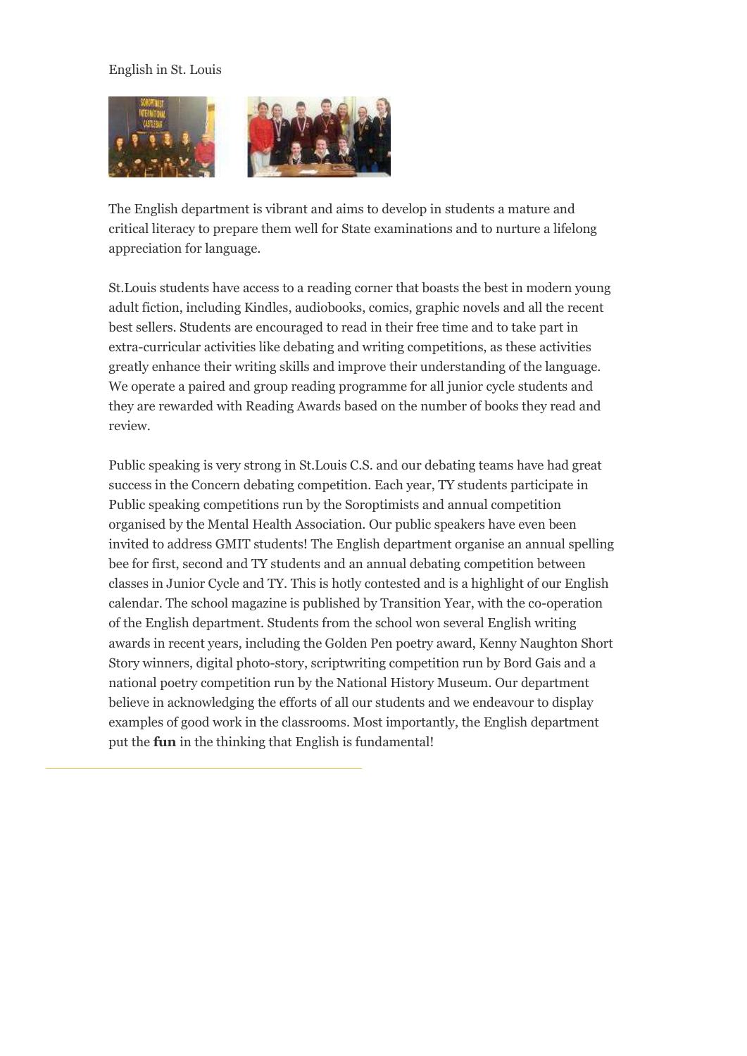English in St. Louis

The English department is vibrant and aims to develop in students a mature and critical literacy to prepare them well for State examinations and to nurture a lifelong appreciation for language.

St.Louis students have access to a reading corner that boasts the best in modern young adult fiction, including Kindles, audiobooks, comics, graphic novels and all the recent best sellers. Students are encouraged to read in their free time and to take part in extra-curricular activities like debating and writing competitions, as these activities greatly enhance their writing skills and improve their understanding of the language. We operate a paired and group reading programme for all junior cycle students and they are rewarded with Reading Awards based on the number of books they read and review.

Public speaking is very strong in St.Louis C.S. and our debating teams have had great success in the Concern debating competition. Each year, TY students participate in Public speaking competitions run by the Soroptimists and annual competition organised by the Mental Health Association. Our public speakers have even been invited to address GMIT students! The English department organise an annual spelling bee for first, second and TY students and an annual debating competition between classes in Junior Cycle and TY. This is hotly contested and is a highlight of our English calendar. The school magazine is published by Transition Year, with the co-operation of the English department. Students from the school won several English writing awards in recent years, including the Golden Pen poetry award, Kenny Naughton Short Story winners, digital photo-story, scriptwriting competition run by Bord Gais and a national poetry competition run by the National History Museum. Our department believe in acknowledging the efforts of all our students and we endeavour to display examples of good work in the classrooms. Most importantly, the English department put the **fun** in the thinking that English is fundamental!